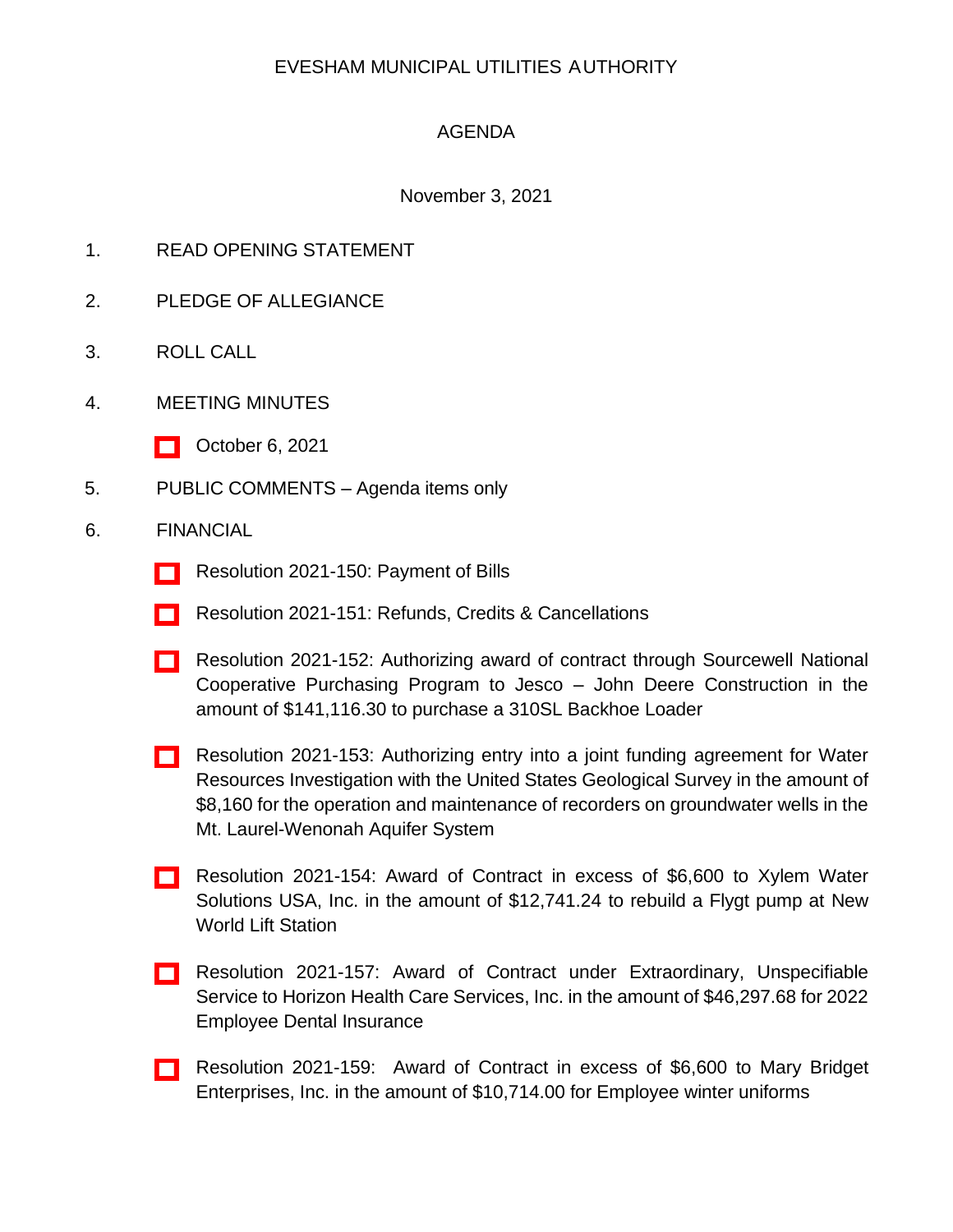EVESHAM MUNICIPAL UTILITIES AUTHORITY

AGENDA

November 3, 2021

1. READ OPENING STATEMENT

2. PLEDGE OF ALLEGIANCE

3. ROLL CALL

4. MEETING MINUTES

   - October 6, 2021

5. PUBLIC COMMENTS – Agenda items only

6. FINANCIAL

   - Resolution 2021-150: Payment of Bills
   - Resolution 2021-151: Refunds, Credits & Cancellations
   - Resolution 2021-152: Authorizing award of contract through Sourcewell National Cooperative Purchasing Program to Jesco – John Deere Construction in the amount of $141,116.30 to purchase a 310SL Backhoe Loader
   - Resolution 2021-153: Authorizing entry into a joint funding agreement for Water Resources Investigation with the United States Geological Survey in the amount of $8,160 for the operation and maintenance of recorders on groundwater wells in the Mt. Laurel-Wenonah Aquifer System
   - Resolution 2021-154: Award of Contract in excess of $6,600 to Xylem Water Solutions USA, Inc. in the amount of $12,741.24 to rebuild a Flygt pump at New World Lift Station
   - Resolution 2021-157: Award of Contract under Extraordinary, Unspecifiable Service to Horizon Health Care Services, Inc. in the amount of $46,297.68 for 2022 Employee Dental Insurance
   - Resolution 2021-159: Award of Contract in excess of $6,600 to Mary Bridget Enterprises, Inc. in the amount of $10,714.00 for Employee winter uniforms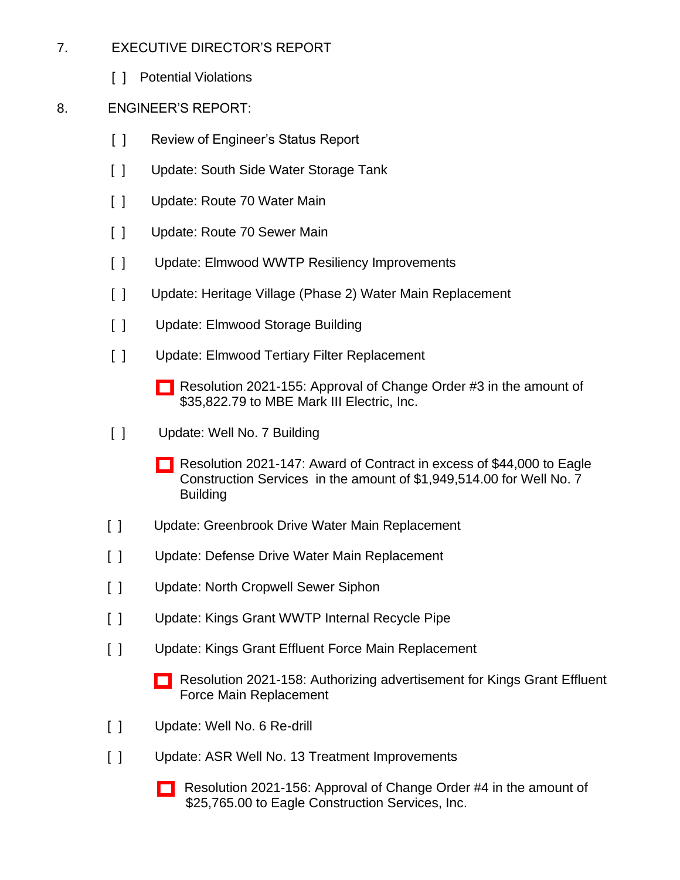7. EXECUTIVE DIRECTOR'S REPORT

    [ ] Potential Violations

8. ENGINEER'S REPORT:

    [ ] Review of Engineer's Status Report

    [ ] Update: South Side Water Storage Tank

    [ ] Update: Route 70 Water Main

    [ ] Update: Route 70 Sewer Main

    [ ] Update: Elmwood WWTP Resiliency Improvements

    [ ] Update: Heritage Village (Phase 2) Water Main Replacement

    [ ] Update: Elmwood Storage Building

    [ ] Update: Elmwood Tertiary Filter Replacement

    - ☐ Resolution 2021-155: Approval of Change Order #3 in the amount of $35,822.79 to MBE Mark III Electric, Inc.

    [ ] Update: Well No. 7 Building

    - ☐ Resolution 2021-147: Award of Contract in excess of $44,000 to Eagle Construction Services in the amount of $1,949,514.00 for Well No. 7 Building

    [ ] Update: Greenbrook Drive Water Main Replacement

    [ ] Update: Defense Drive Water Main Replacement

    [ ] Update: North Cropwell Sewer Siphon

    [ ] Update: Kings Grant WWTP Internal Recycle Pipe

    [ ] Update: Kings Grant Effluent Force Main Replacement

    - ☐ Resolution 2021-158: Authorizing advertisement for Kings Grant Effluent Force Main Replacement

    [ ] Update: Well No. 6 Re-drill

    [ ] Update: ASR Well No. 13 Treatment Improvements

    - ☐ Resolution 2021-156: Approval of Change Order #4 in the amount of $25,765.00 to Eagle Construction Services, Inc.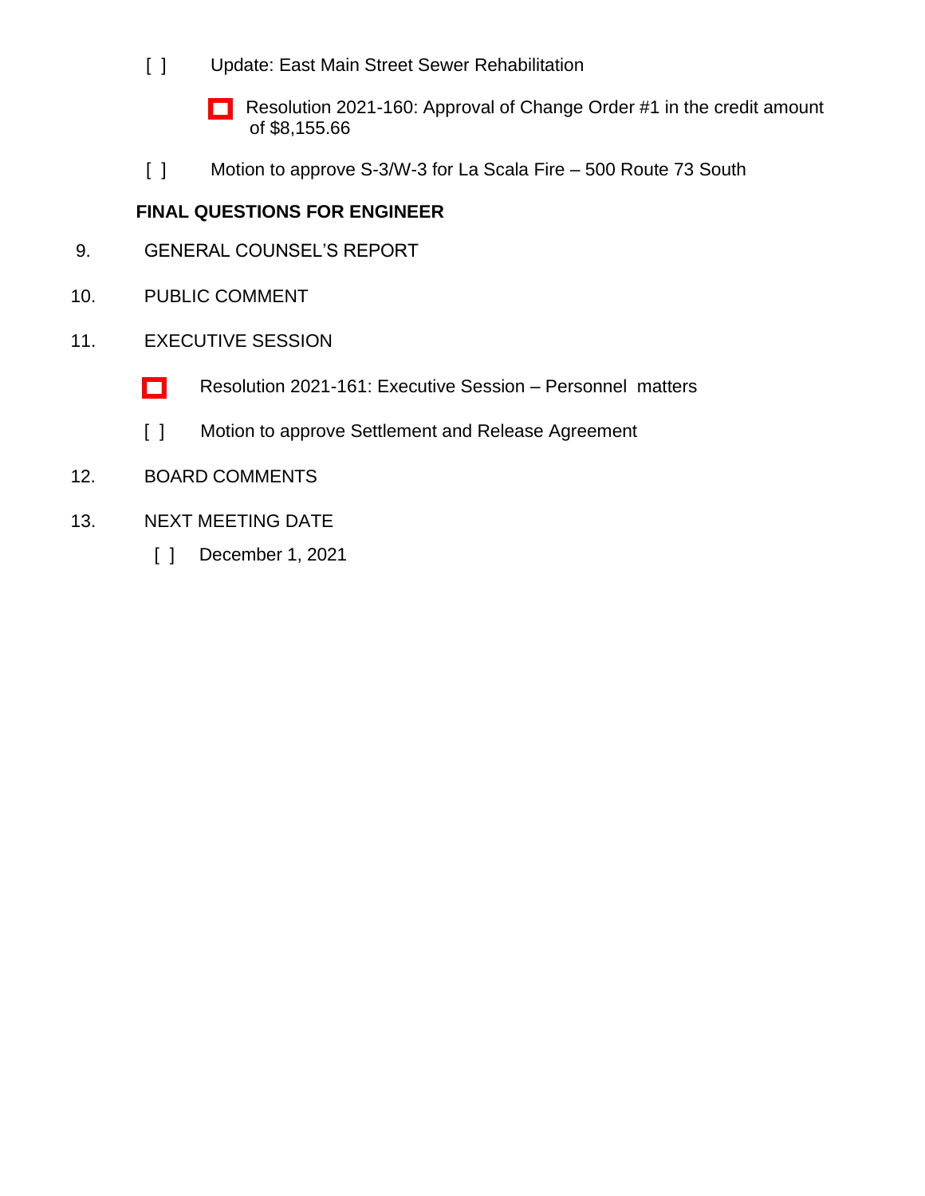[ ] Update: East Main Street Sewer Rehabilitation

- [ ] Resolution 2021-160: Approval of Change Order #1 in the credit amount of $8,155.66

[ ] Motion to approve S-3/W-3 for La Scala Fire – 500 Route 73 South

**FINAL QUESTIONS FOR ENGINEER**

9. GENERAL COUNSEL'S REPORT

10. PUBLIC COMMENT

11. EXECUTIVE SESSION

- [ ] Resolution 2021-161: Executive Session – Personnel matters

[ ] Motion to approve Settlement and Release Agreement

12. BOARD COMMENTS

13. NEXT MEETING DATE

[ ] December 1, 2021